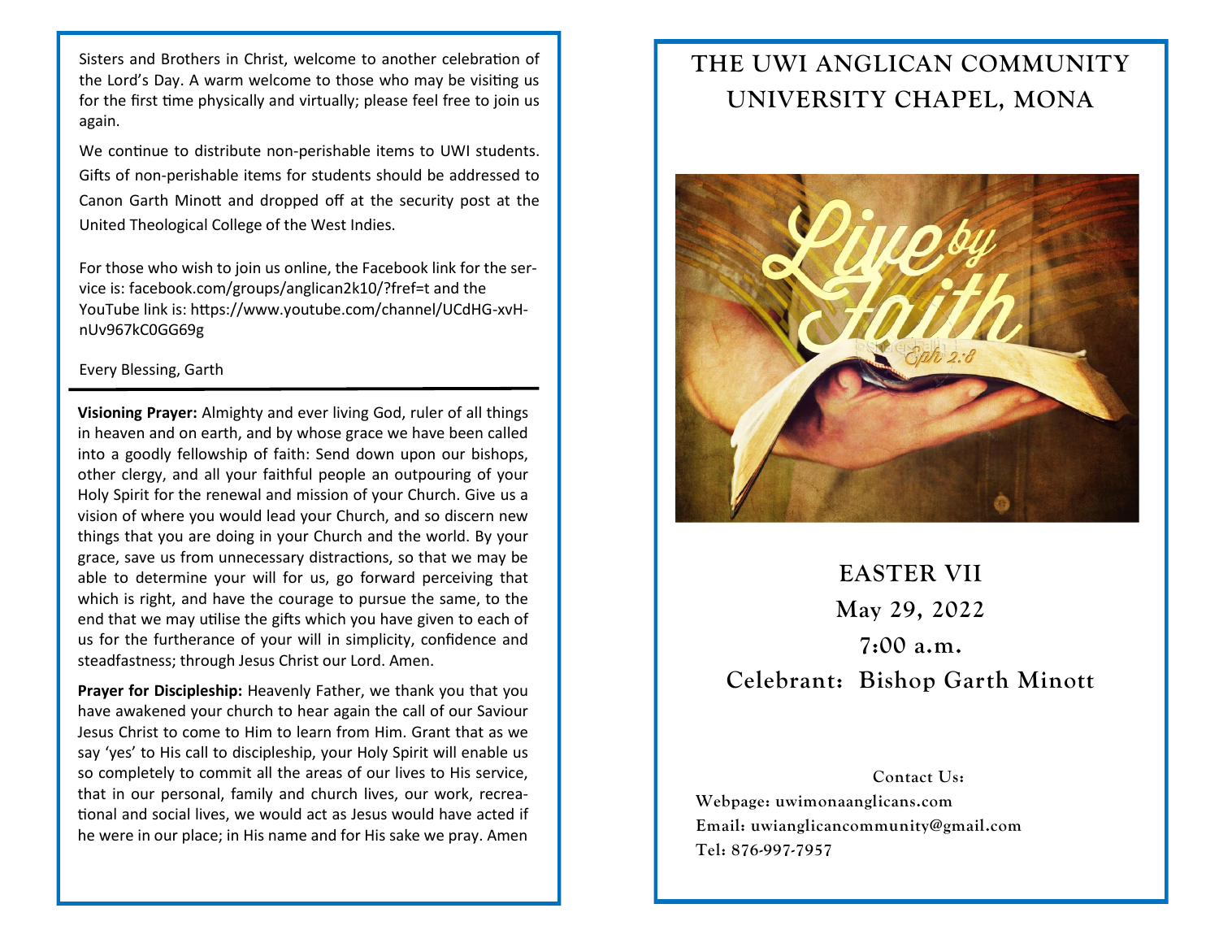Sisters and Brothers in Christ, welcome to another celebration of the Lord's Day. A warm welcome to those who may be visiting us for the first time physically and virtually; please feel free to join us again.

We continue to distribute non-perishable items to UWI students. Gifts of non-perishable items for students should be addressed to Canon Garth Minott and dropped off at the security post at the United Theological College of the West Indies.

For those who wish to join us online, the Facebook link for the service is: facebook.com/groups/anglican2k10/?fref=t and the YouTube link is: https://www.youtube.com/channel/UCdHG-xvH-nUv967kC0GG69g

Every Blessing, Garth

---

**Visioning Prayer:** Almighty and ever living God, ruler of all things in heaven and on earth, and by whose grace we have been called into a goodly fellowship of faith: Send down upon our bishops, other clergy, and all your faithful people an outpouring of your Holy Spirit for the renewal and mission of your Church. Give us a vision of where you would lead your Church, and so discern new things that you are doing in your Church and the world. By your grace, save us from unnecessary distractions, so that we may be able to determine your will for us, go forward perceiving that which is right, and have the courage to pursue the same, to the end that we may utilise the gifts which you have given to each of us for the furtherance of your will in simplicity, confidence and steadfastness; through Jesus Christ our Lord. Amen.

**Prayer for Discipleship:** Heavenly Father, we thank you that you have awakened your church to hear again the call of our Saviour Jesus Christ to come to Him to learn from Him. Grant that as we say 'yes' to His call to discipleship, your Holy Spirit will enable us so completely to commit all the areas of our lives to His service, that in our personal, family and church lives, our work, recreational and social lives, we would act as Jesus would have acted if he were in our place; in His name and for His sake we pray. Amen

# THE UWI ANGLICAN COMMUNITY
# UNIVERSITY CHAPEL, MONA

## EASTER VII
## May 29, 2022
## 7:00 a.m.
## Celebrant: Bishop Garth Minott

**Contact Us:**

**Webpage: uwimonaanglicans.com**
**Email: uwianglicancommunity@gmail.com**
**Tel: 876-997-7957**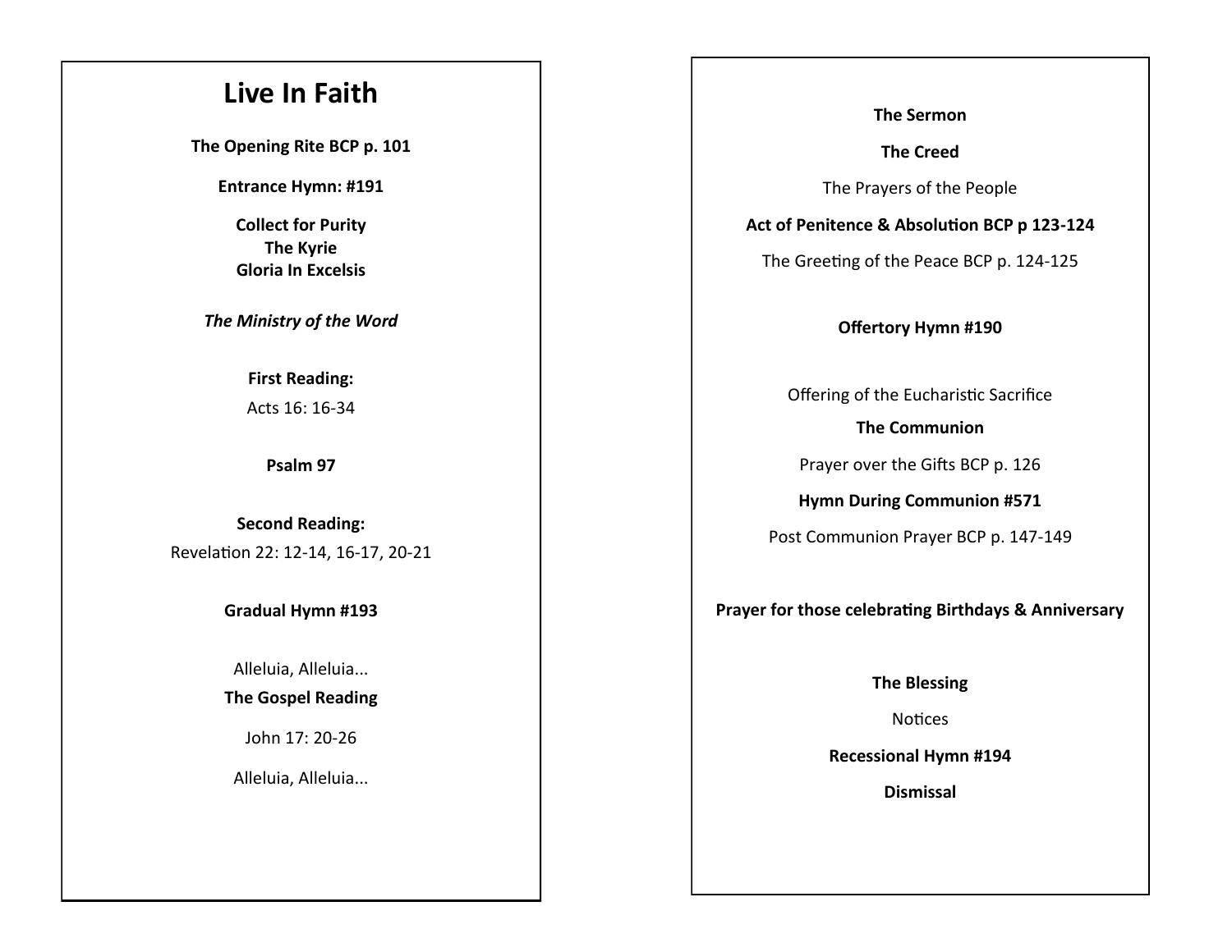# Live In Faith

**The Opening Rite BCP p. 101**

**Entrance Hymn: #191**

**Collect for Purity**
**The Kyrie**
**Gloria In Excelsis**

***The Ministry of the Word***

**First Reading:**

Acts 16: 16-34

**Psalm 97**

**Second Reading:**

Revelation 22: 12-14, 16-17, 20-21

**Gradual Hymn #193**

Alleluia, Alleluia...

**The Gospel Reading**

John 17: 20-26

Alleluia, Alleluia...

**The Sermon**

**The Creed**

The Prayers of the People

**Act of Penitence & Absolution BCP p 123-124**

The Greeting of the Peace BCP p. 124-125

**Offertory Hymn #190**

Offering of the Eucharistic Sacrifice

**The Communion**

Prayer over the Gifts BCP p. 126

**Hymn During Communion #571**

Post Communion Prayer BCP p. 147-149

**Prayer for those celebrating Birthdays & Anniversary**

**The Blessing**

Notices

**Recessional Hymn #194**

**Dismissal**